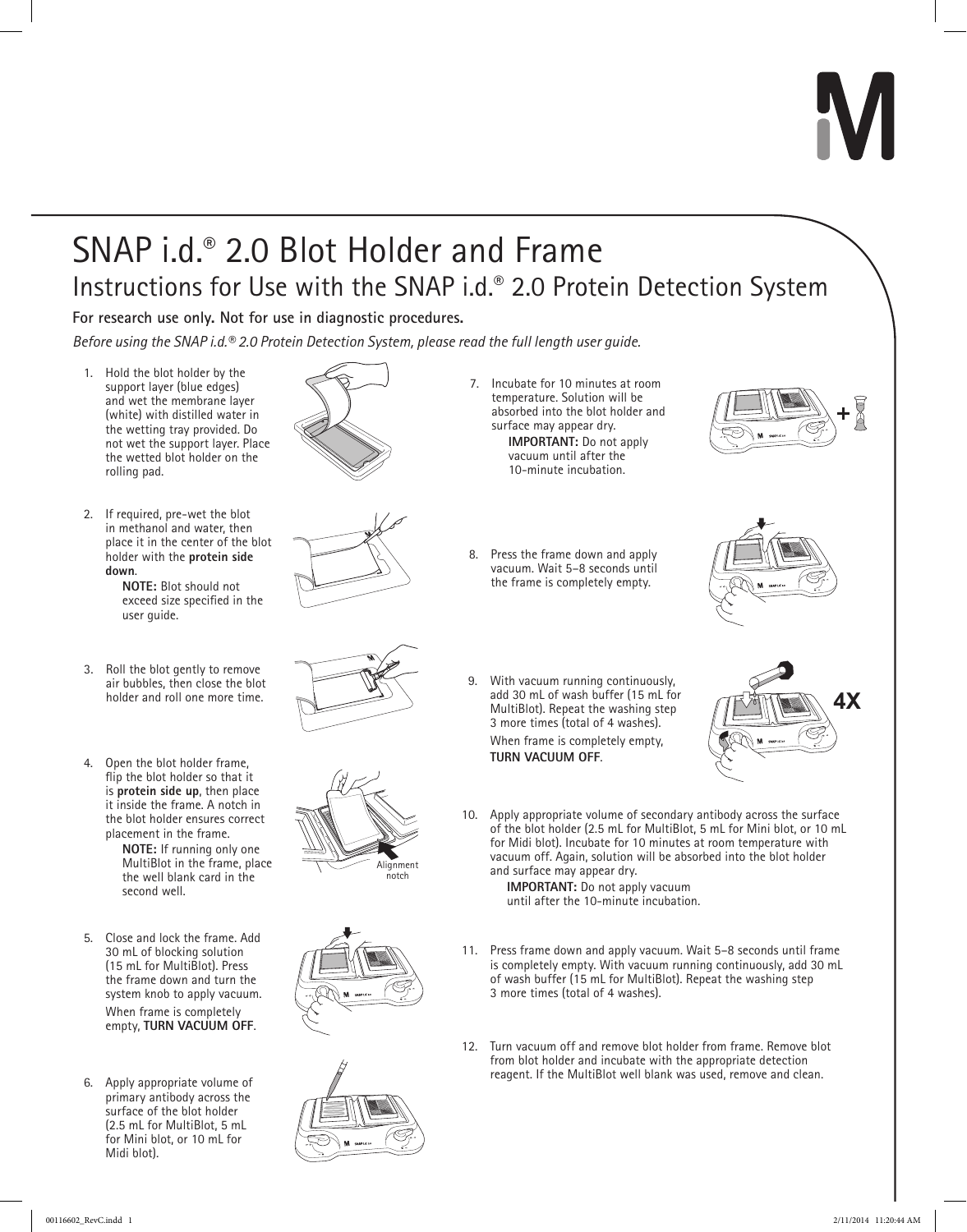# SNAP i.d.® 2.0 Blot Holder and Frame

## Instructions for Use with the SNAP i.d.® 2.0 Protein Detection System

**For research use only. Not for use in diagnostic procedures.**

*Before using the SNAP i.d.® 2.0 Protein Detection System, please read the full length user guide.*

1. Hold the blot holder by the support layer (blue edges) and wet the membrane layer (white) with distilled water in the wetting tray provided. Do not wet the support layer. Place the wetted blot holder on the rolling pad.

2. If required, pre-wet the blot in methanol and water, then place it in the center of the blot holder with the **protein side down**.
   **NOTE:** Blot should not exceed size specified in the user guide.

3. Roll the blot gently to remove air bubbles, then close the blot holder and roll one more time.

4. Open the blot holder frame, flip the blot holder so that it is **protein side up**, then place it inside the frame. A notch in the blot holder ensures correct placement in the frame.
   **NOTE:** If running only one MultiBlot in the frame, place the well blank card in the second well.

   Alignment notch

5. Close and lock the frame. Add 30 mL of blocking solution (15 mL for MultiBlot). Press the frame down and turn the system knob to apply vacuum.
   When frame is completely empty, **TURN VACUUM OFF**.

6. Apply appropriate volume of primary antibody across the surface of the blot holder (2.5 mL for MultiBlot, 5 mL for Mini blot, or 10 mL for Midi blot).

7. Incubate for 10 minutes at room temperature. Solution will be absorbed into the blot holder and surface may appear dry.
   **IMPORTANT:** Do not apply vacuum until after the 10-minute incubation.

8. Press the frame down and apply vacuum. Wait 5–8 seconds until the frame is completely empty.

9. With vacuum running continuously, add 30 mL of wash buffer (15 mL for MultiBlot). Repeat the washing step 3 more times (total of 4 washes).
   When frame is completely empty, **TURN VACUUM OFF**.

   4X

10. Apply appropriate volume of secondary antibody across the surface of the blot holder (2.5 mL for MultiBlot, 5 mL for Mini blot, or 10 mL for Midi blot). Incubate for 10 minutes at room temperature with vacuum off. Again, solution will be absorbed into the blot holder and surface may appear dry.
    **IMPORTANT:** Do not apply vacuum until after the 10-minute incubation.

11. Press frame down and apply vacuum. Wait 5–8 seconds until frame is completely empty. With vacuum running continuously, add 30 mL of wash buffer (15 mL for MultiBlot). Repeat the washing step 3 more times (total of 4 washes).

12. Turn vacuum off and remove blot holder from frame. Remove blot from blot holder and incubate with the appropriate detection reagent. If the MultiBlot well blank was used, remove and clean.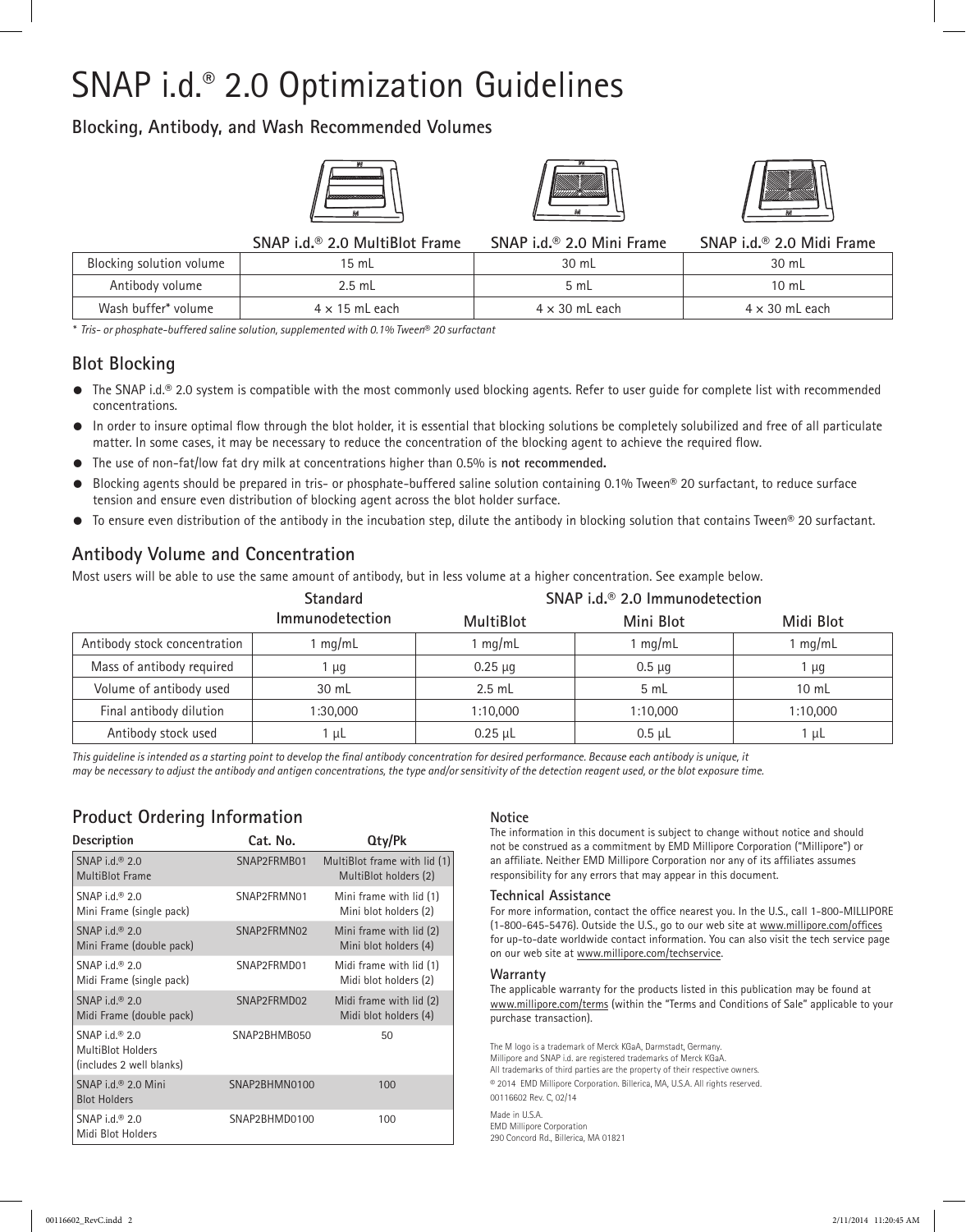# SNAP i.d.® 2.0 Optimization Guidelines

## Blocking, Antibody, and Wash Recommended Volumes

| | SNAP i.d.® 2.0 MultiBlot Frame | SNAP i.d.® 2.0 Mini Frame | SNAP i.d.® 2.0 Midi Frame |
|---|---|---|---|
| Blocking solution volume | 15 mL | 30 mL | 30 mL |
| Antibody volume | 2.5 mL | 5 mL | 10 mL |
| Wash buffer* volume | 4 × 15 mL each | 4 × 30 mL each | 4 × 30 mL each |

*\* Tris- or phosphate-buffered saline solution, supplemented with 0.1% Tween® 20 surfactant*

## Blot Blocking

- The SNAP i.d.® 2.0 system is compatible with the most commonly used blocking agents. Refer to user guide for complete list with recommended concentrations.
- In order to insure optimal flow through the blot holder, it is essential that blocking solutions be completely solubilized and free of all particulate matter. In some cases, it may be necessary to reduce the concentration of the blocking agent to achieve the required flow.
- The use of non-fat/low fat dry milk at concentrations higher than 0.5% is **not recommended.**
- Blocking agents should be prepared in tris- or phosphate-buffered saline solution containing 0.1% Tween® 20 surfactant, to reduce surface tension and ensure even distribution of blocking agent across the blot holder surface.
- To ensure even distribution of the antibody in the incubation step, dilute the antibody in blocking solution that contains Tween® 20 surfactant.

## Antibody Volume and Concentration

Most users will be able to use the same amount of antibody, but in less volume at a higher concentration. See example below.

| | Standard Immunodetection | SNAP i.d.® 2.0 Immunodetection | | |
|---|---|---|---|---|
| | | MultiBlot | Mini Blot | Midi Blot |
| Antibody stock concentration | 1 mg/mL | 1 mg/mL | 1 mg/mL | 1 mg/mL |
| Mass of antibody required | 1 µg | 0.25 µg | 0.5 µg | 1 µg |
| Volume of antibody used | 30 mL | 2.5 mL | 5 mL | 10 mL |
| Final antibody dilution | 1:30,000 | 1:10,000 | 1:10,000 | 1:10,000 |
| Antibody stock used | 1 µL | 0.25 µL | 0.5 µL | 1 µL |

*This guideline is intended as a starting point to develop the final antibody concentration for desired performance. Because each antibody is unique, it may be necessary to adjust the antibody and antigen concentrations, the type and/or sensitivity of the detection reagent used, or the blot exposure time.*

## Product Ordering Information

| Description | Cat. No. | Qty/Pk |
|---|---|---|
| SNAP i.d.® 2.0 MultiBlot Frame | SNAP2FRMB01 | MultiBlot frame with lid (1) MultiBlot holders (2) |
| SNAP i.d.® 2.0 Mini Frame (single pack) | SNAP2FRMN01 | Mini frame with lid (1) Mini blot holders (2) |
| SNAP i.d.® 2.0 Mini Frame (double pack) | SNAP2FRMN02 | Mini frame with lid (2) Mini blot holders (4) |
| SNAP i.d.® 2.0 Midi Frame (single pack) | SNAP2FRMD01 | Midi frame with lid (1) Midi blot holders (2) |
| SNAP i.d.® 2.0 Midi Frame (double pack) | SNAP2FRMD02 | Midi frame with lid (2) Midi blot holders (4) |
| SNAP i.d.® 2.0 MultiBlot Holders (includes 2 well blanks) | SNAP2BHMB050 | 50 |
| SNAP i.d.® 2.0 Mini Blot Holders | SNAP2BHMN0100 | 100 |
| SNAP i.d.® 2.0 Midi Blot Holders | SNAP2BHMD0100 | 100 |

### Notice

The information in this document is subject to change without notice and should not be construed as a commitment by EMD Millipore Corporation ("Millipore") or an affiliate. Neither EMD Millipore Corporation nor any of its affiliates assumes responsibility for any errors that may appear in this document.

### Technical Assistance

For more information, contact the office nearest you. In the U.S., call 1-800-MILLIPORE (1-800-645-5476). Outside the U.S., go to our web site at www.millipore.com/offices for up-to-date worldwide contact information. You can also visit the tech service page on our web site at www.millipore.com/techservice.

### Warranty

The applicable warranty for the products listed in this publication may be found at www.millipore.com/terms (within the "Terms and Conditions of Sale" applicable to your purchase transaction).

The M logo is a trademark of Merck KGaA, Darmstadt, Germany.
Millipore and SNAP i.d. are registered trademarks of Merck KGaA.
All trademarks of third parties are the property of their respective owners.
© 2014 EMD Millipore Corporation. Billerica, MA, U.S.A. All rights reserved.
00116602 Rev. C, 02/14

Made in U.S.A.
EMD Millipore Corporation
290 Concord Rd., Billerica, MA 01821